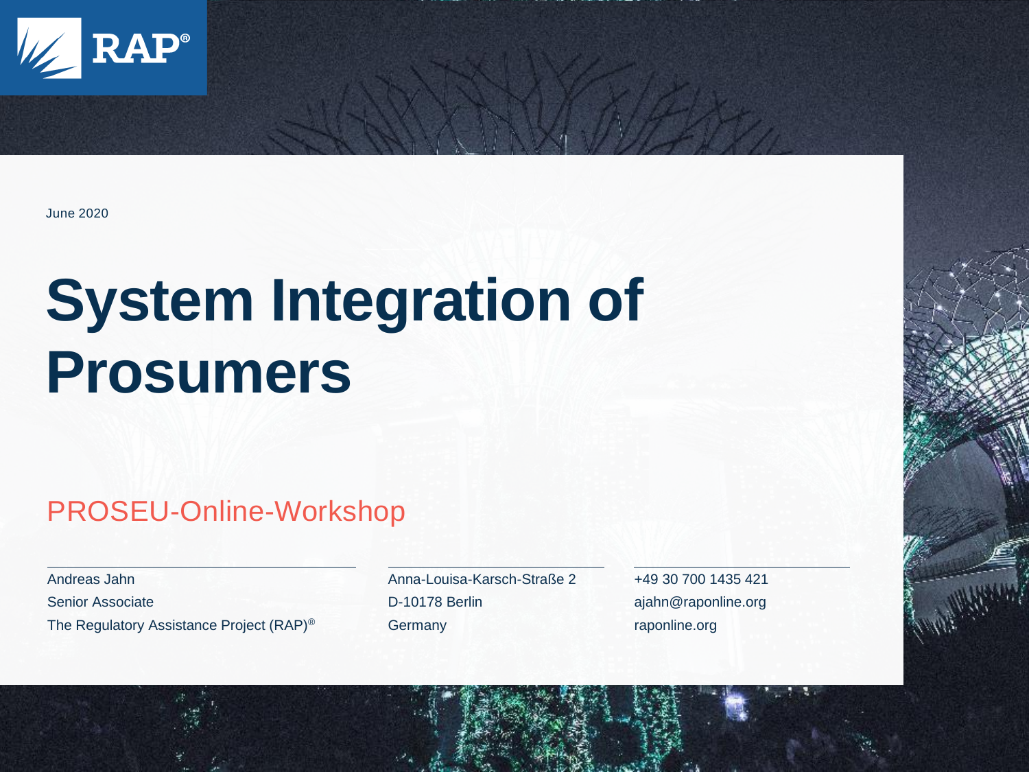June 2020

# System Integration of Prosumers

## PROSEU-Online-Workshop

Andreas Jahn
Senior Associate
The Regulatory Assistance Project (RAP)®

Anna-Louisa-Karsch-Straße 2
D-10178 Berlin
Germany

+49 30 700 1435 421
ajahn@raponline.org
raponline.org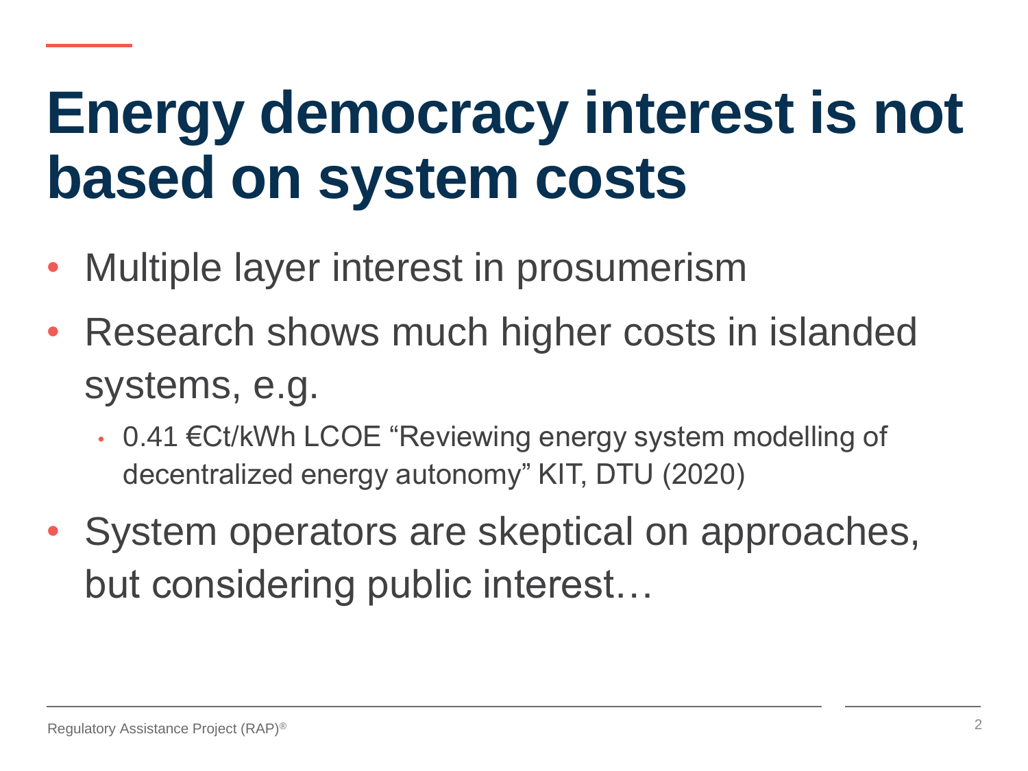# Energy democracy interest is not based on system costs

- Multiple layer interest in prosumerism
- Research shows much higher costs in islanded systems, e.g.
  - 0.41 €Ct/kWh LCOE "Reviewing energy system modelling of decentralized energy autonomy" KIT, DTU (2020)
- System operators are skeptical on approaches, but considering public interest…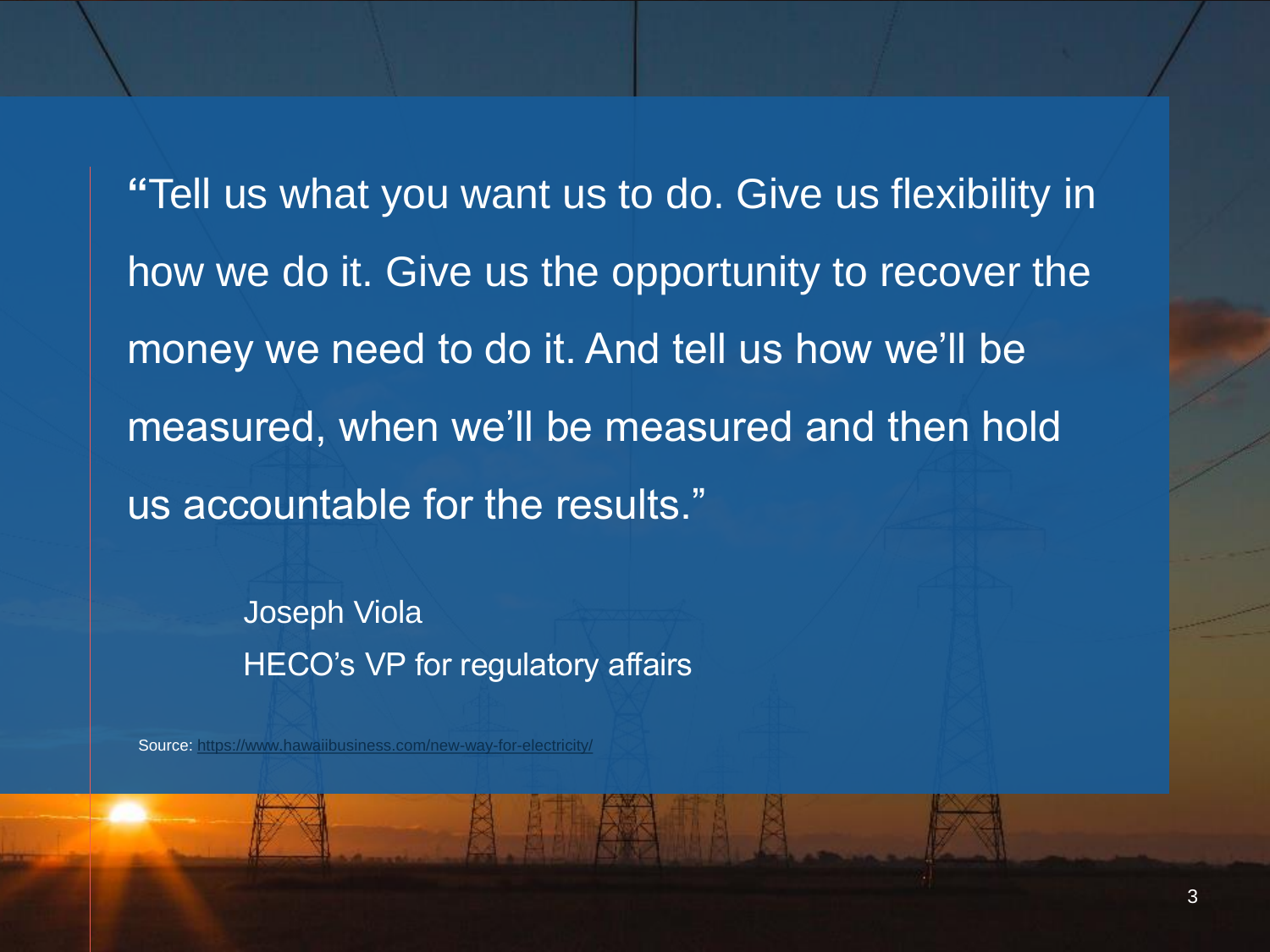> "Tell us what you want us to do. Give us flexibility in how we do it. Give us the opportunity to recover the money we need to do it. And tell us how we'll be measured, when we'll be measured and then hold us accountable for the results."

Joseph Viola
HECO's VP for regulatory affairs

Source: https://www.hawaiibusiness.com/new-way-for-electricity/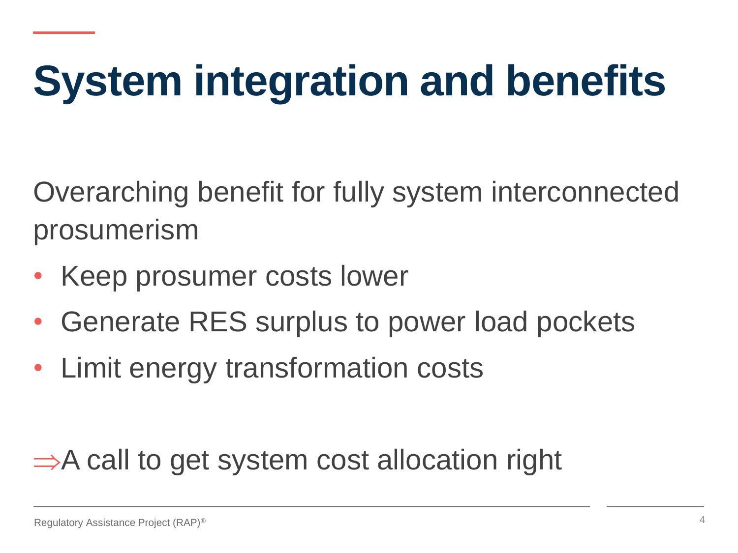# System integration and benefits

Overarching benefit for fully system interconnected prosumerism

- Keep prosumer costs lower
- Generate RES surplus to power load pockets
- Limit energy transformation costs

⇒A call to get system cost allocation right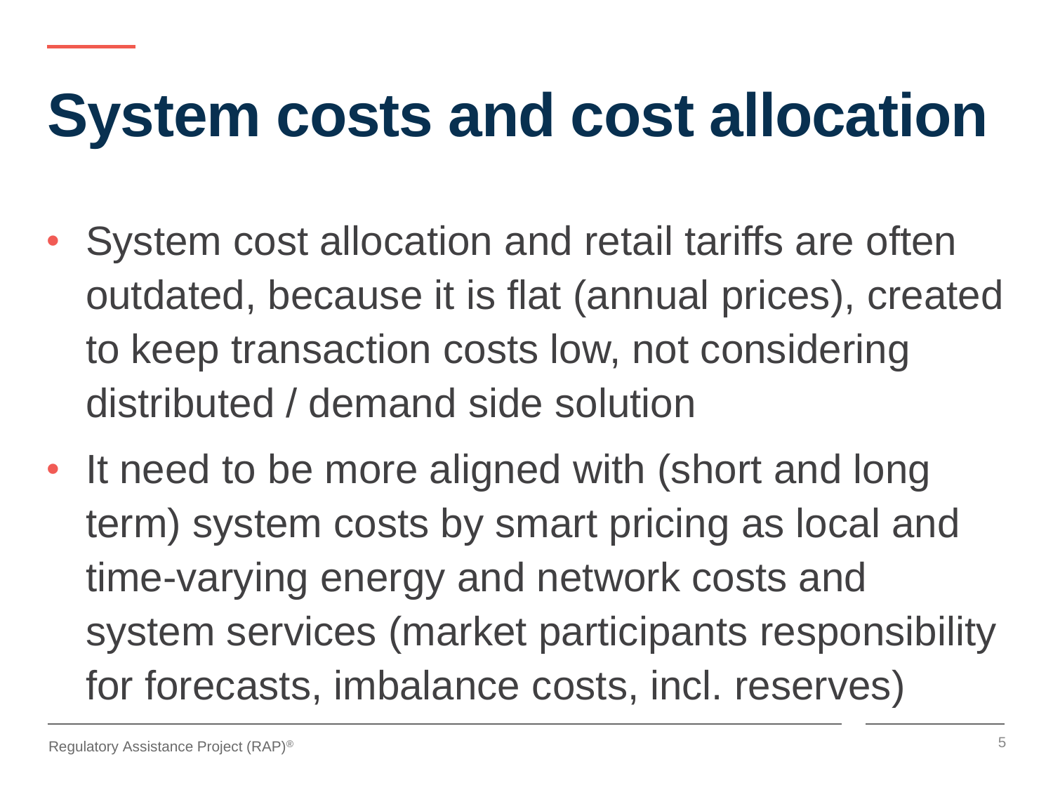# System costs and cost allocation

- System cost allocation and retail tariffs are often outdated, because it is flat (annual prices), created to keep transaction costs low, not considering distributed / demand side solution
- It need to be more aligned with (short and long term) system costs by smart pricing as local and time-varying energy and network costs and system services (market participants responsibility for forecasts, imbalance costs, incl. reserves)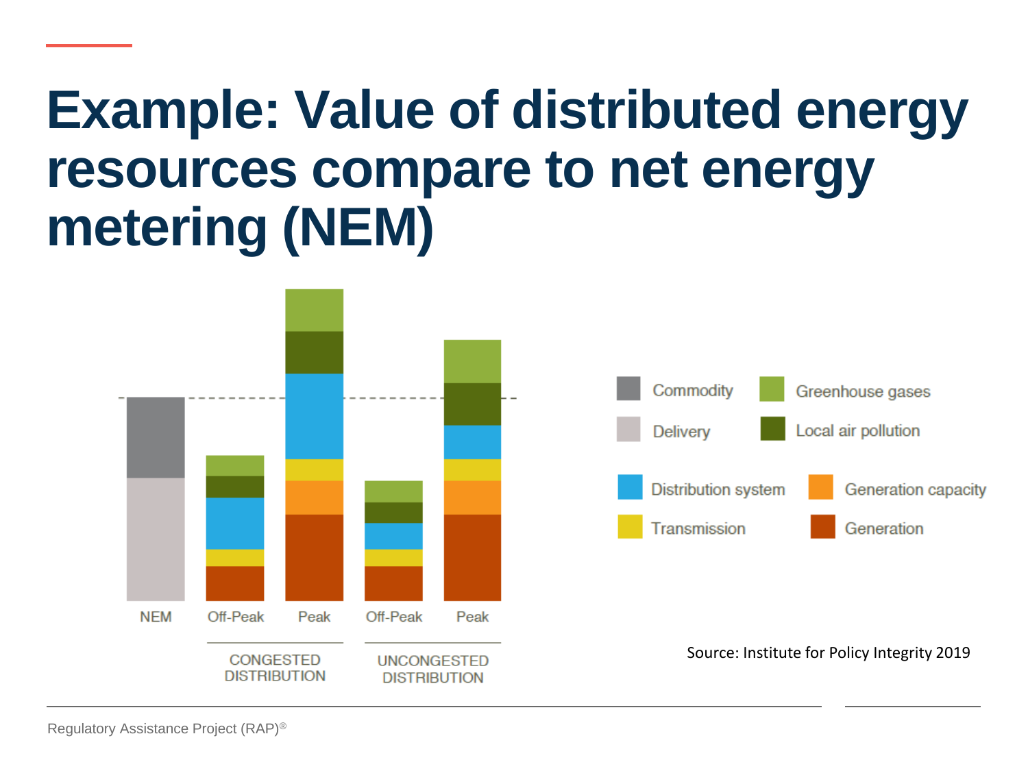# Example: Value of distributed energy resources compare to net energy metering (NEM)

NEM | Off-Peak | Peak | Off-Peak | Peak

CONGESTED DISTRIBUTION | UNCONGESTED DISTRIBUTION

Commodity | Greenhouse gases | Delivery | Local air pollution | Distribution system | Generation capacity | Transmission | Generation

Source: Institute for Policy Integrity 2019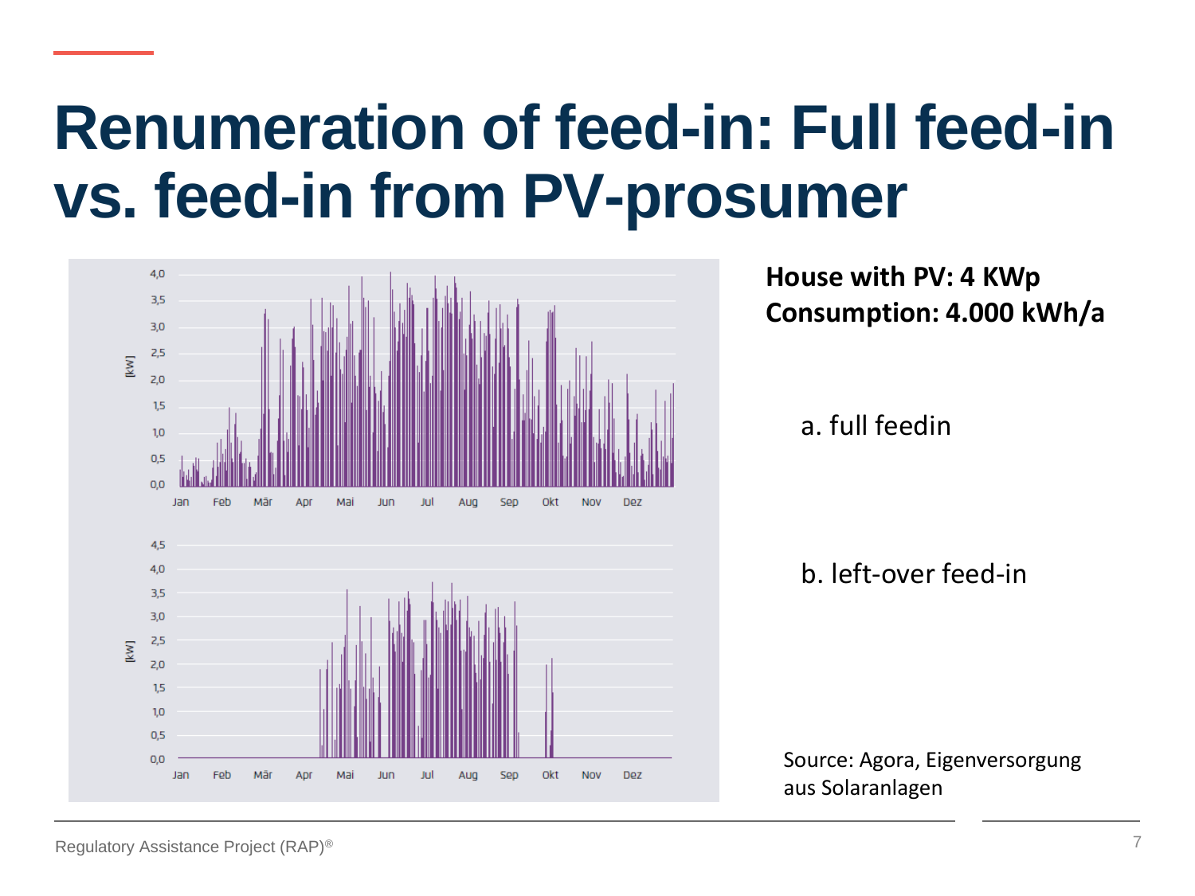# Renumeration of feed-in: Full feed-in vs. feed-in from PV-prosumer

**House with PV: 4 KWp**
**Consumption: 4.000 kWh/a**

a. full feedin

b. left-over feed-in

Source: Agora, Eigenversorgung aus Solaranlagen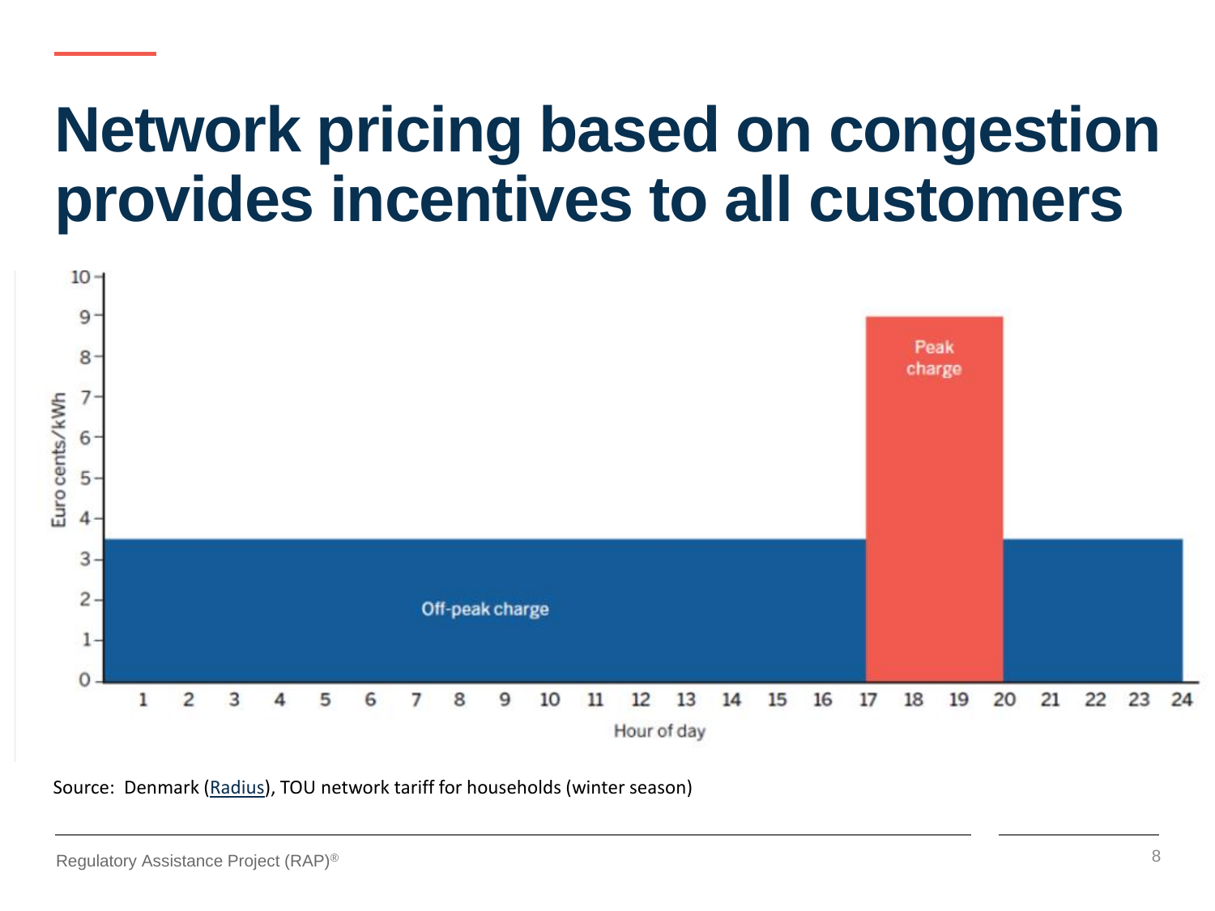# Network pricing based on congestion provides incentives to all customers

Source: Denmark (Radius), TOU network tariff for households (winter season)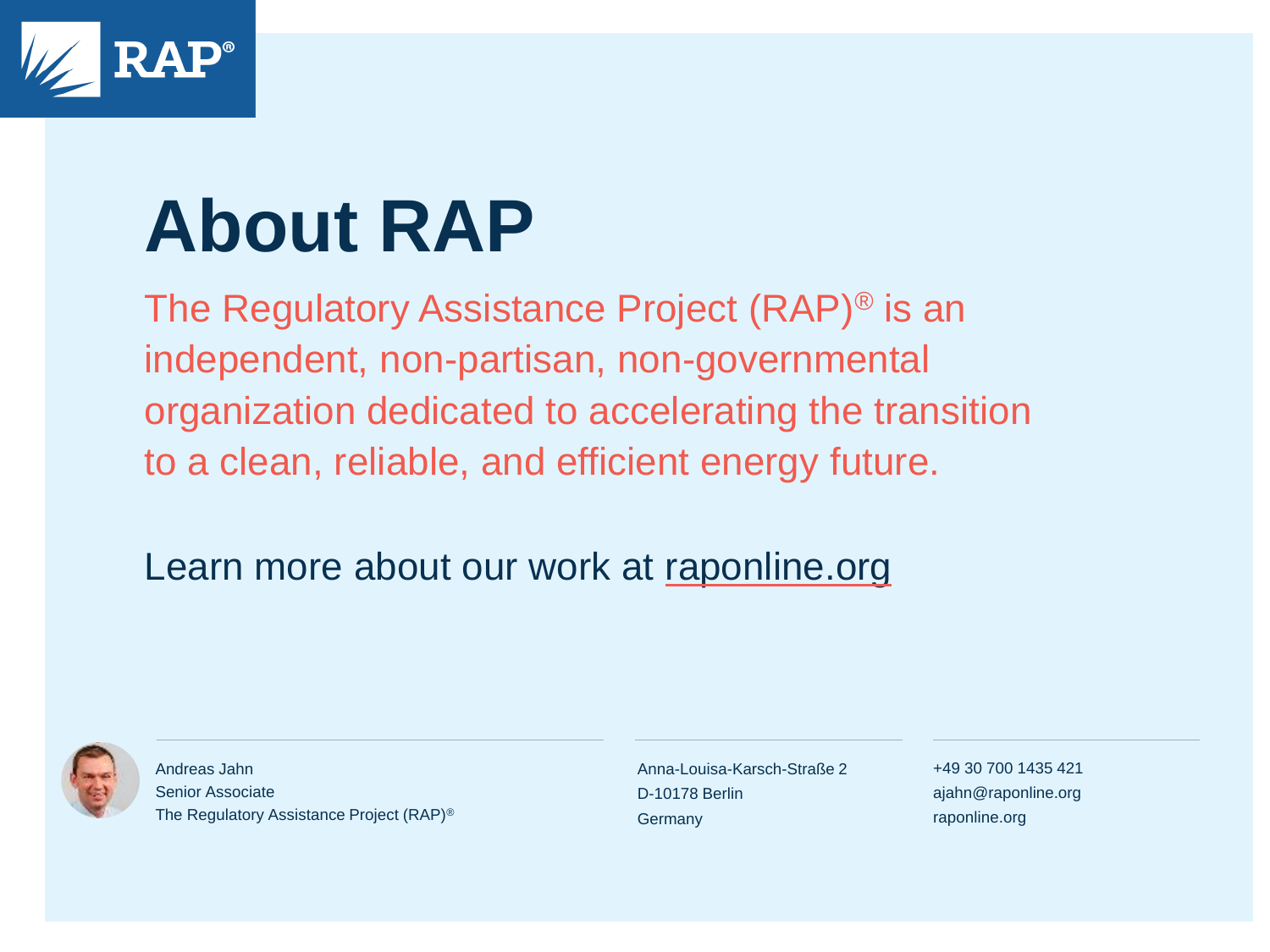# About RAP

The Regulatory Assistance Project (RAP)® is an independent, non-partisan, non-governmental organization dedicated to accelerating the transition to a clean, reliable, and efficient energy future.

Learn more about our work at raponline.org

Andreas Jahn
Senior Associate
The Regulatory Assistance Project (RAP)®

Anna-Louisa-Karsch-Straße 2
D-10178 Berlin
Germany

+49 30 700 1435 421
ajahn@raponline.org
raponline.org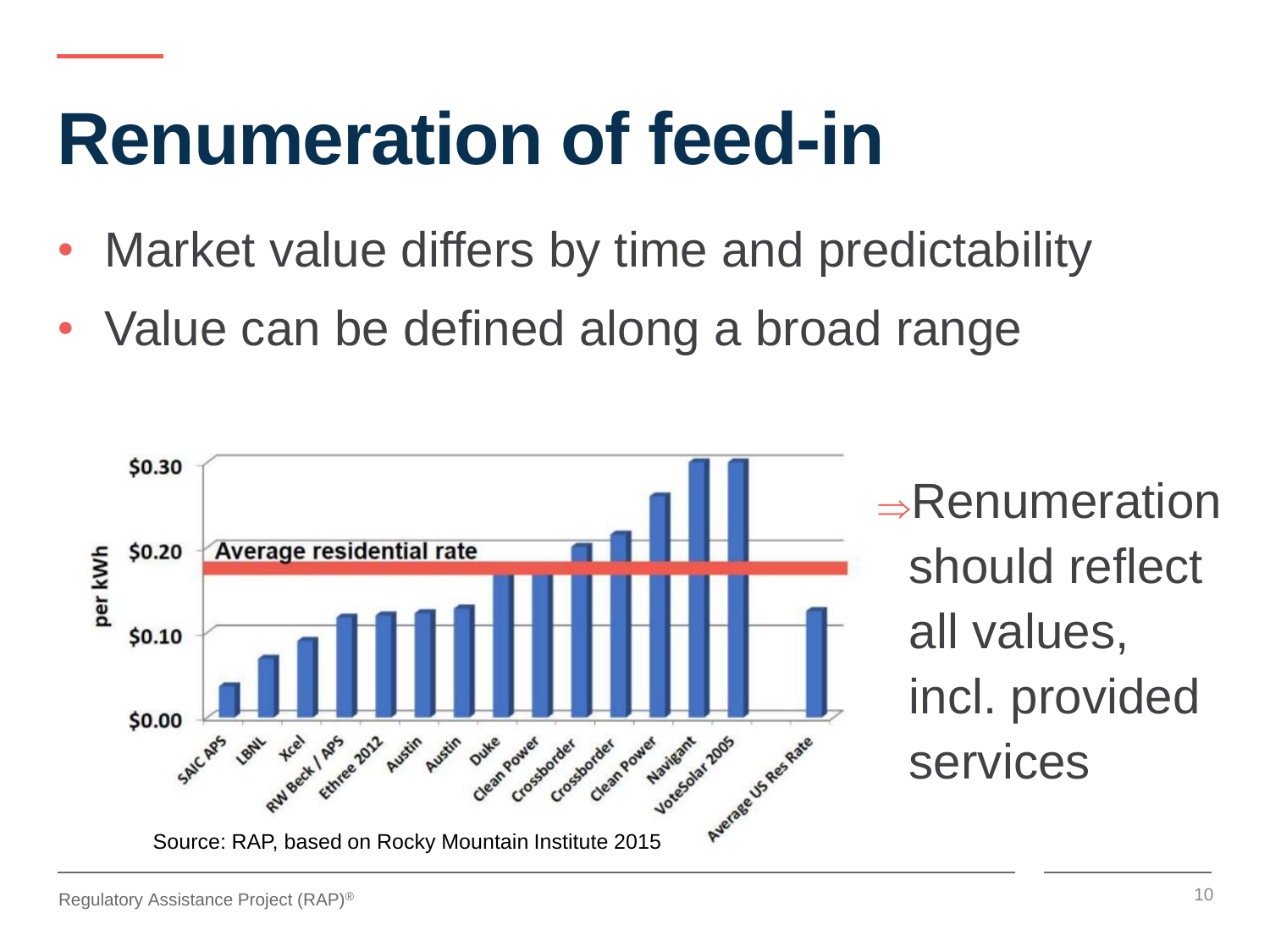# Renumeration of feed-in

- Market value differs by time and predictability
- Value can be defined along a broad range

$0.30
$0.20
$0.10
$0.00
per kWh
Average residential rate
SAIC APS
LBNL
Xcel
RW Beck / APS
Ethree 2012
Austin
Austin
Duke
Clean Power
Crossborder
Crossborder
Clean Power
Navigant
VoteSolar 2005
Average US Res Rate

Source: RAP, based on Rocky Mountain Institute 2015

⇒Renumeration should reflect all values, incl. provided services